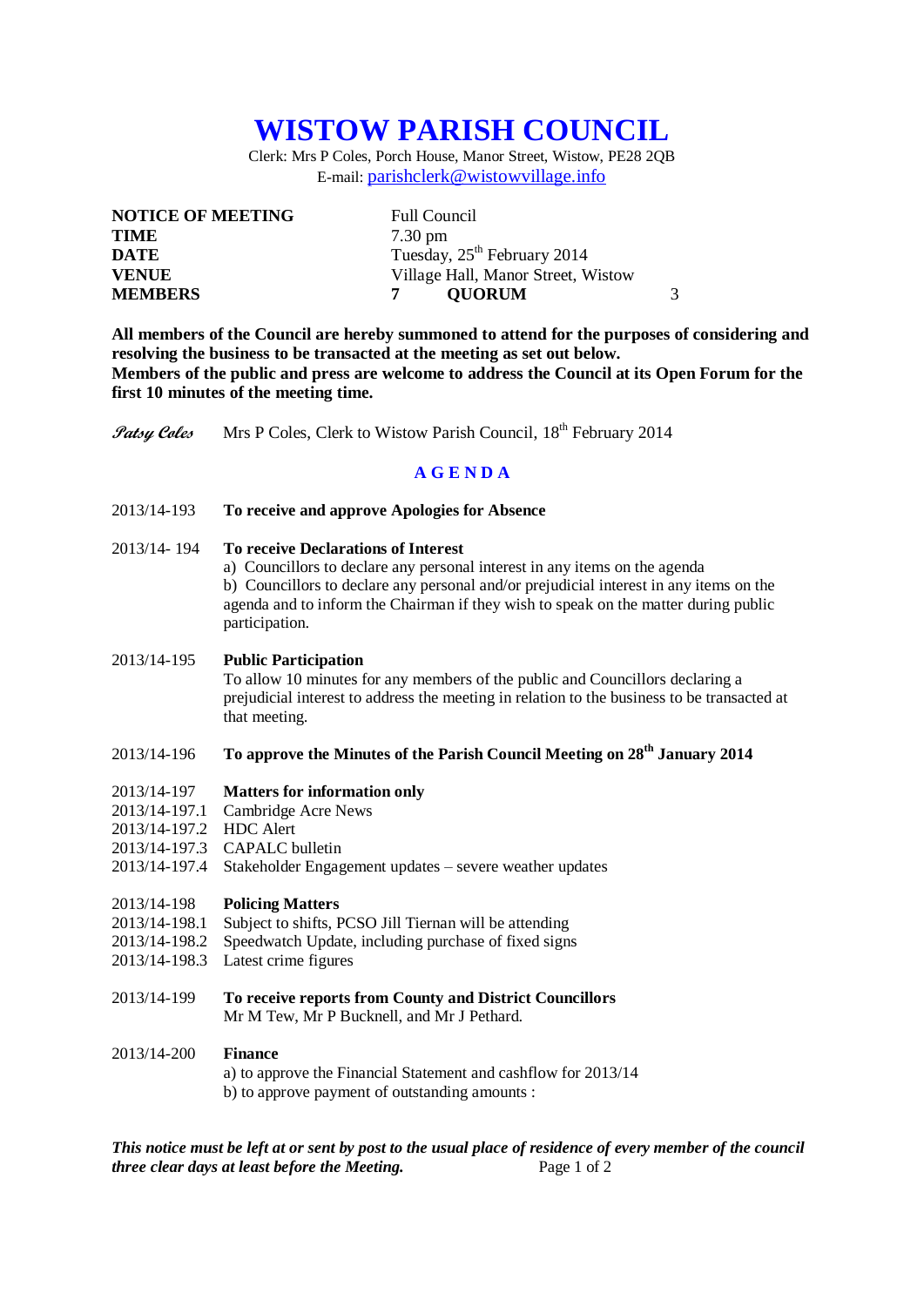# WISTOW PARISH COUNCIL

Clerk: Mrs P Coles, Porch House, Manor Street, Wistow, PE28 2QB
E-mail: parishclerk@wistowvillage.info

| | |
|---|---|
| **NOTICE OF MEETING** | Full Council |
| **TIME** | 7.30 pm |
| **DATE** | Tuesday, 25th February 2014 |
| **VENUE** | Village Hall, Manor Street, Wistow |
| **MEMBERS** | **7 QUORUM** 3 |

**All members of the Council are hereby summoned to attend for the purposes of considering and resolving the business to be transacted at the meeting as set out below.**
**Members of the public and press are welcome to address the Council at its Open Forum for the first 10 minutes of the meeting time.**

*Patsy Coles* Mrs P Coles, Clerk to Wistow Parish Council, 18th February 2014

## A G E N D A

2013/14-193 **To receive and approve Apologies for Absence**

2013/14- 194 **To receive Declarations of Interest**
a) Councillors to declare any personal interest in any items on the agenda
b) Councillors to declare any personal and/or prejudicial interest in any items on the agenda and to inform the Chairman if they wish to speak on the matter during public participation.

2013/14-195 **Public Participation**
To allow 10 minutes for any members of the public and Councillors declaring a prejudicial interest to address the meeting in relation to the business to be transacted at that meeting.

2013/14-196 **To approve the Minutes of the Parish Council Meeting on 28th January 2014**

2013/14-197 **Matters for information only**
2013/14-197.1 Cambridge Acre News
2013/14-197.2 HDC Alert
2013/14-197.3 CAPALC bulletin
2013/14-197.4 Stakeholder Engagement updates – severe weather updates

2013/14-198 **Policing Matters**
2013/14-198.1 Subject to shifts, PCSO Jill Tiernan will be attending
2013/14-198.2 Speedwatch Update, including purchase of fixed signs
2013/14-198.3 Latest crime figures

2013/14-199 **To receive reports from County and District Councillors**
Mr M Tew, Mr P Bucknell, and Mr J Pethard.

2013/14-200 **Finance**
a) to approve the Financial Statement and cashflow for 2013/14
b) to approve payment of outstanding amounts :

***This notice must be left at or sent by post to the usual place of residence of every member of the council three clear days at least before the Meeting.***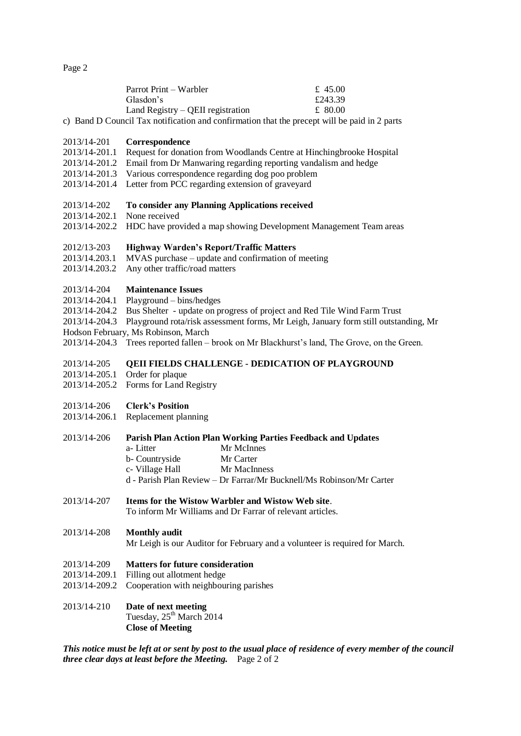| | | |
|---|---|---|
| | Parrot Print – Warbler | £ 45.00 |
| | Glasdon's | £243.39 |
| | Land Registry – QEII registration | £ 80.00 |

c) Band D Council Tax notification and confirmation that the precept will be paid in 2 parts

2013/14-201 **Correspondence**
2013/14-201.1 Request for donation from Woodlands Centre at Hinchingbrooke Hospital
2013/14-201.2 Email from Dr Manwaring regarding reporting vandalism and hedge
2013/14-201.3 Various correspondence regarding dog poo problem
2013/14-201.4 Letter from PCC regarding extension of graveyard

2013/14-202 **To consider any Planning Applications received**
2013/14-202.1 None received
2013/14-202.2 HDC have provided a map showing Development Management Team areas

2012/13-203 **Highway Warden's Report/Traffic Matters**
2013/14.203.1 MVAS purchase – update and confirmation of meeting
2013/14.203.2 Any other traffic/road matters

2013/14-204 **Maintenance Issues**
2013/14-204.1 Playground – bins/hedges
2013/14-204.2 Bus Shelter - update on progress of project and Red Tile Wind Farm Trust
2013/14-204.3 Playground rota/risk assessment forms, Mr Leigh, January form still outstanding, Mr Hodson February, Ms Robinson, March
2013/14-204.3 Trees reported fallen – brook on Mr Blackhurst's land, The Grove, on the Green.

2013/14-205 **QEII FIELDS CHALLENGE - DEDICATION OF PLAYGROUND**
2013/14-205.1 Order for plaque
2013/14-205.2 Forms for Land Registry

2013/14-206 **Clerk's Position**
2013/14-206.1 Replacement planning

2013/14-206 **Parish Plan Action Plan Working Parties Feedback and Updates**

a- Litter Mr McInnes
b- Countryside Mr Carter
c- Village Hall Mr MacInness
d - Parish Plan Review – Dr Farrar/Mr Bucknell/Ms Robinson/Mr Carter

2013/14-207 **Items for the Wistow Warbler and Wistow Web site**.
To inform Mr Williams and Dr Farrar of relevant articles.

2013/14-208 **Monthly audit**
Mr Leigh is our Auditor for February and a volunteer is required for March.

2013/14-209 **Matters for future consideration**
2013/14-209.1 Filling out allotment hedge
2013/14-209.2 Cooperation with neighbouring parishes

2013/14-210 **Date of next meeting**
Tuesday, 25th March 2014
**Close of Meeting**

***This notice must be left at or sent by post to the usual place of residence of every member of the council three clear days at least before the Meeting.***